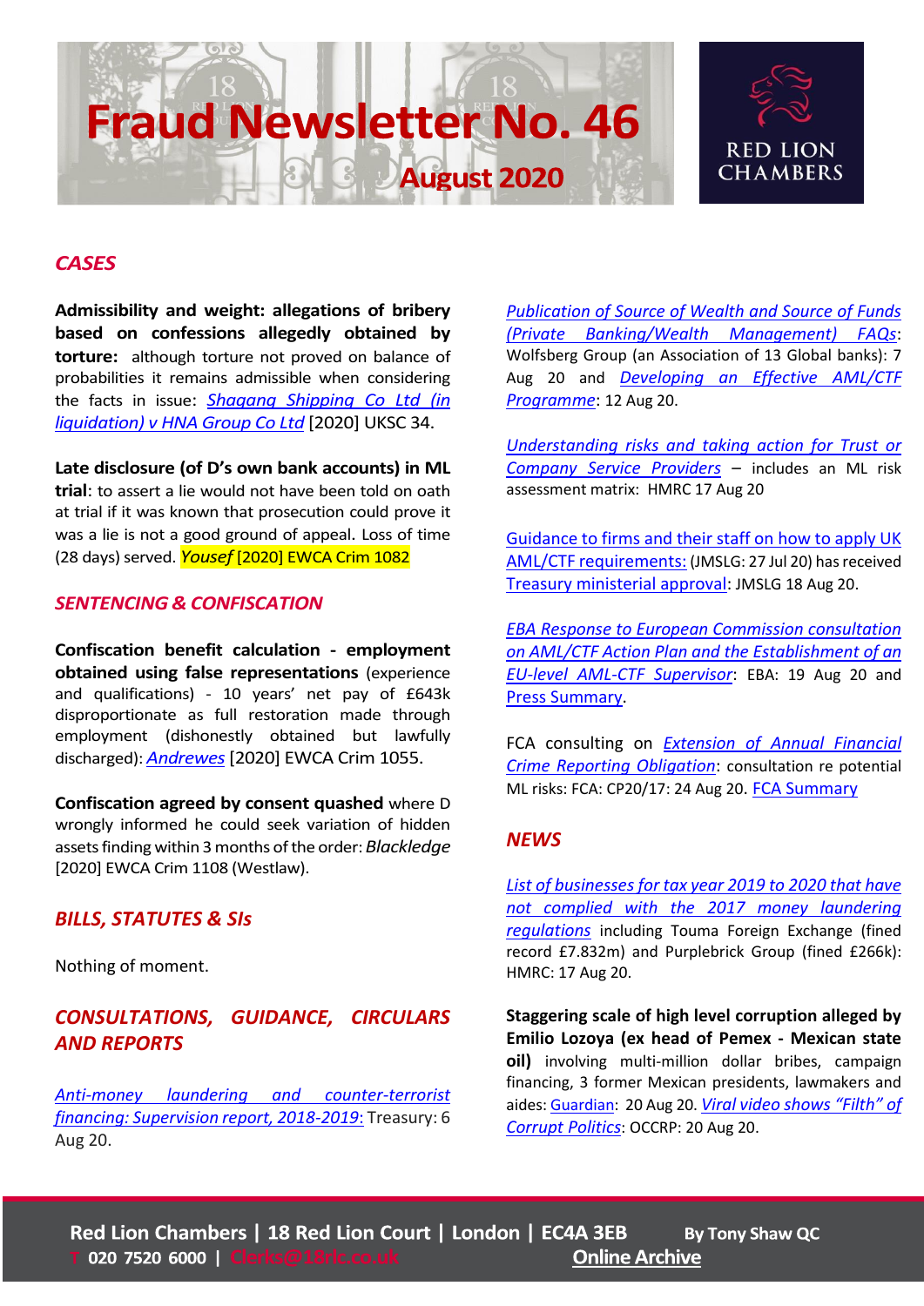# Fraud Newsletter No. 46

## August 2020

RED LION CHAMBERS

## CASES

**Admissibility and weight: allegations of bribery based on confessions allegedly obtained by torture:** although torture not proved on balance of probabilities it remains admissible when considering the facts in issue: *Shagang Shipping Co Ltd (in liquidation) v HNA Group Co Ltd* [2020] UKSC 34.

**Late disclosure (of D's own bank accounts) in ML trial**: to assert a lie would not have been told on oath at trial if it was known that prosecution could prove it was a lie is not a good ground of appeal. Loss of time (28 days) served. *Yousef* [2020] EWCA Crim 1082

## SENTENCING & CONFISCATION

**Confiscation benefit calculation - employment obtained using false representations** (experience and qualifications) - 10 years' net pay of £643k disproportionate as full restoration made through employment (dishonestly obtained but lawfully discharged): *Andrewes* [2020] EWCA Crim 1055.

**Confiscation agreed by consent quashed** where D wrongly informed he could seek variation of hidden assets finding within 3 months of the order: *Blackledge* [2020] EWCA Crim 1108 (Westlaw).

## BILLS, STATUTES & SIs

Nothing of moment.

## CONSULTATIONS, GUIDANCE, CIRCULARS AND REPORTS

*Anti-money laundering and counter-terrorist financing: Supervision report, 2018-2019*: Treasury: 6 Aug 20.

*Publication of Source of Wealth and Source of Funds (Private Banking/Wealth Management) FAQs*: Wolfsberg Group (an Association of 13 Global banks): 7 Aug 20 and *Developing an Effective AML/CTF Programme*: 12 Aug 20.

*Understanding risks and taking action for Trust or Company Service Providers* – includes an ML risk assessment matrix: HMRC 17 Aug 20

Guidance to firms and their staff on how to apply UK AML/CTF requirements: (JMSLG: 27 Jul 20) has received Treasury ministerial approval: JMSLG 18 Aug 20.

*EBA Response to European Commission consultation on AML/CTF Action Plan and the Establishment of an EU-level AML-CTF Supervisor*: EBA: 19 Aug 20 and Press Summary.

FCA consulting on *Extension of Annual Financial Crime Reporting Obligation*: consultation re potential ML risks: FCA: CP20/17: 24 Aug 20. FCA Summary

## NEWS

*List of businesses for tax year 2019 to 2020 that have not complied with the 2017 money laundering regulations* including Touma Foreign Exchange (fined record £7.832m) and Purplebrick Group (fined £266k): HMRC: 17 Aug 20.

**Staggering scale of high level corruption alleged by Emilio Lozoya (ex head of Pemex - Mexican state oil)** involving multi-million dollar bribes, campaign financing, 3 former Mexican presidents, lawmakers and aides: Guardian: 20 Aug 20. *Viral video shows "Filth" of Corrupt Politics*: OCCRP: 20 Aug 20.

Red Lion Chambers | 18 Red Lion Court | London | EC4A 3EB
T 020 7520 6000 | Clerks@18rlc.co.uk

By Tony Shaw QC

Online Archive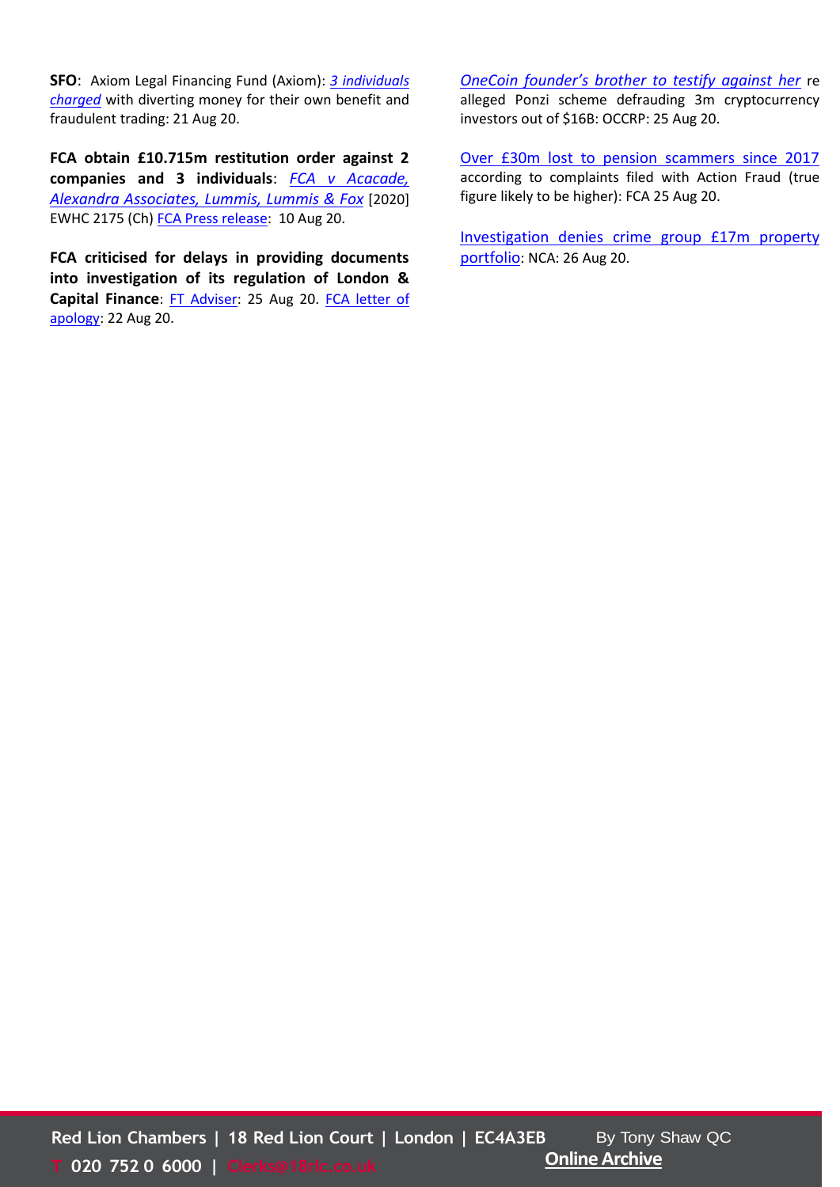**SFO**: Axiom Legal Financing Fund (Axiom): *3 individuals charged* with diverting money for their own benefit and fraudulent trading: 21 Aug 20.

**FCA obtain £10.715m restitution order against 2 companies and 3 individuals**: *FCA v Acacade, Alexandra Associates, Lummis, Lummis & Fox* [2020] EWHC 2175 (Ch) FCA Press release: 10 Aug 20.

**FCA criticised for delays in providing documents into investigation of its regulation of London & Capital Finance**: FT Adviser: 25 Aug 20. FCA letter of apology: 22 Aug 20.

*OneCoin founder's brother to testify against her* re alleged Ponzi scheme defrauding 3m cryptocurrency investors out of $16B: OCCRP: 25 Aug 20.

Over £30m lost to pension scammers since 2017 according to complaints filed with Action Fraud (true figure likely to be higher): FCA 25 Aug 20.

Investigation denies crime group £17m property portfolio: NCA: 26 Aug 20.

Red Lion Chambers | 18 Red Lion Court | London | EC4A3EB

T 020 752 0 6000 | Clerks@18rlc.co.uk

By Tony Shaw QC

Online Archive